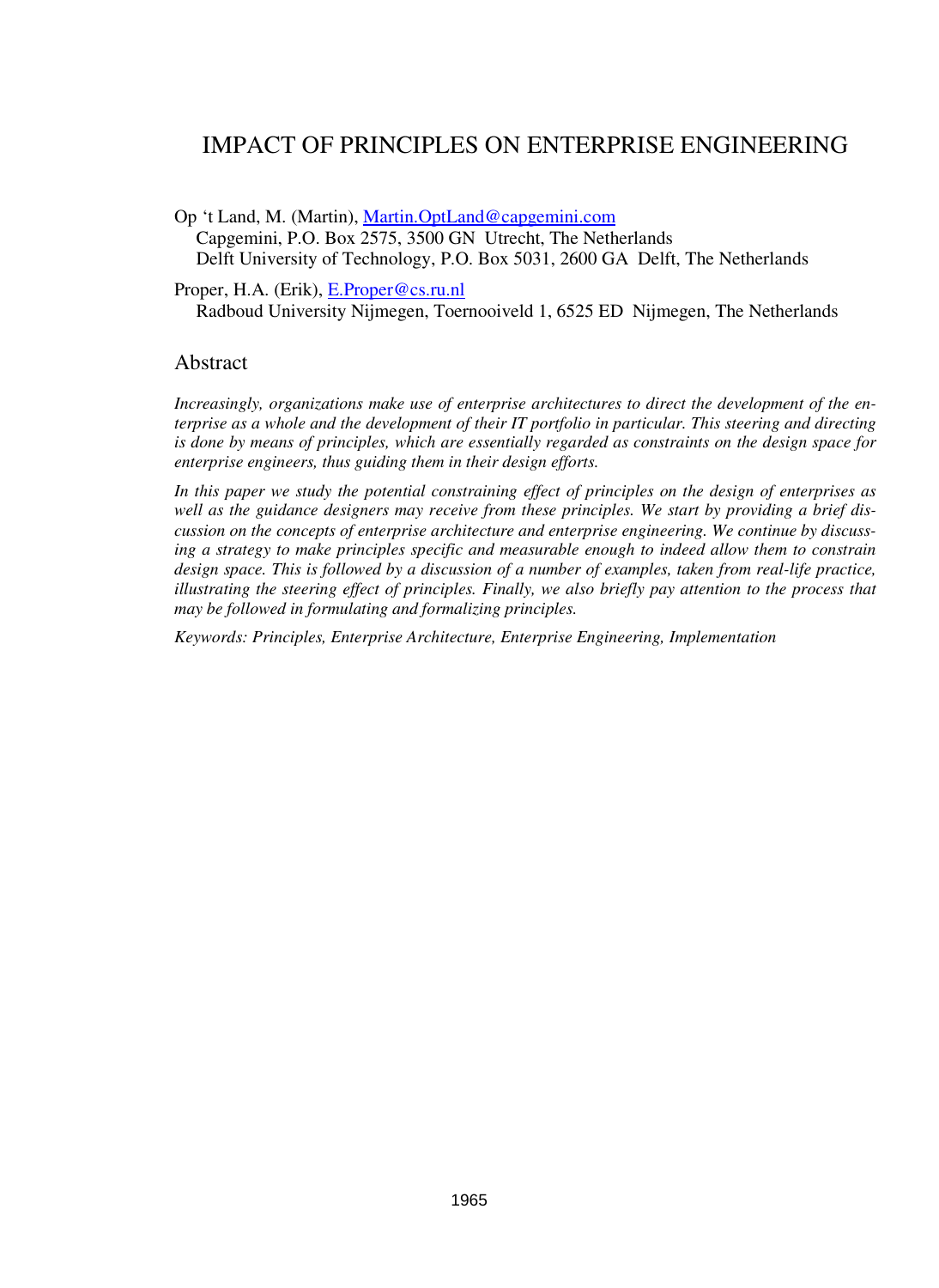# IMPACT OF PRINCIPLES ON ENTERPRISE ENGINEERING

Op 't Land, M. (Martin), Martin.OptLand@capgemini.com
Capgemini, P.O. Box 2575, 3500 GN Utrecht, The Netherlands
Delft University of Technology, P.O. Box 5031, 2600 GA Delft, The Netherlands

Proper, H.A. (Erik), E.Proper@cs.ru.nl
Radboud University Nijmegen, Toernooiveld 1, 6525 ED Nijmegen, The Netherlands

## Abstract

*Increasingly, organizations make use of enterprise architectures to direct the development of the enterprise as a whole and the development of their IT portfolio in particular. This steering and directing is done by means of principles, which are essentially regarded as constraints on the design space for enterprise engineers, thus guiding them in their design efforts.*

*In this paper we study the potential constraining effect of principles on the design of enterprises as well as the guidance designers may receive from these principles. We start by providing a brief discussion on the concepts of enterprise architecture and enterprise engineering. We continue by discussing a strategy to make principles specific and measurable enough to indeed allow them to constrain design space. This is followed by a discussion of a number of examples, taken from real-life practice, illustrating the steering effect of principles. Finally, we also briefly pay attention to the process that may be followed in formulating and formalizing principles.*

*Keywords: Principles, Enterprise Architecture, Enterprise Engineering, Implementation*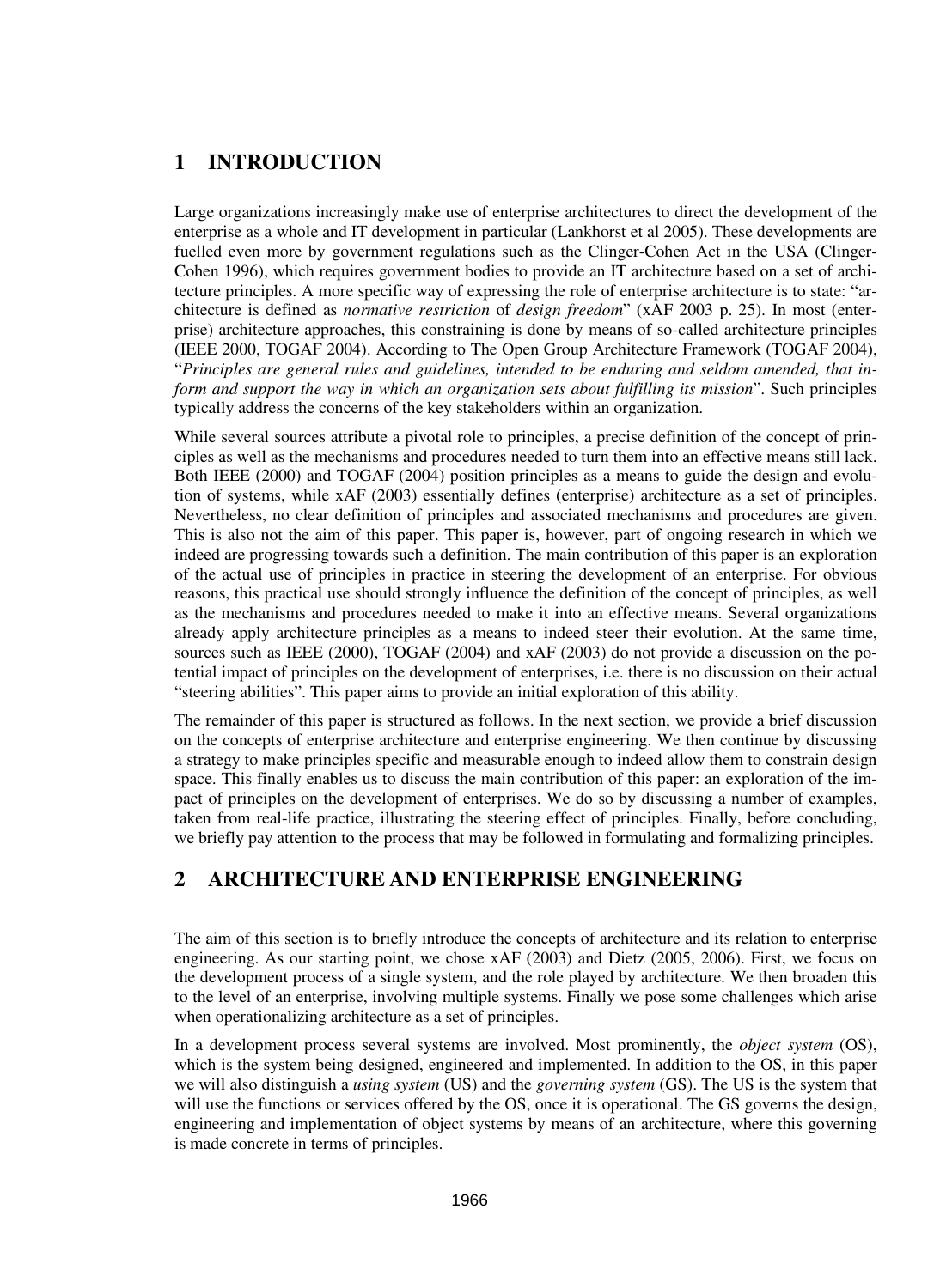# 1 INTRODUCTION

Large organizations increasingly make use of enterprise architectures to direct the development of the enterprise as a whole and IT development in particular (Lankhorst et al 2005). These developments are fuelled even more by government regulations such as the Clinger-Cohen Act in the USA (Clinger-Cohen 1996), which requires government bodies to provide an IT architecture based on a set of architecture principles. A more specific way of expressing the role of enterprise architecture is to state: "architecture is defined as *normative restriction* of *design freedom*" (xAF 2003 p. 25). In most (enterprise) architecture approaches, this constraining is done by means of so-called architecture principles (IEEE 2000, TOGAF 2004). According to The Open Group Architecture Framework (TOGAF 2004), "*Principles are general rules and guidelines, intended to be enduring and seldom amended, that inform and support the way in which an organization sets about fulfilling its mission*". Such principles typically address the concerns of the key stakeholders within an organization.

While several sources attribute a pivotal role to principles, a precise definition of the concept of principles as well as the mechanisms and procedures needed to turn them into an effective means still lack. Both IEEE (2000) and TOGAF (2004) position principles as a means to guide the design and evolution of systems, while xAF (2003) essentially defines (enterprise) architecture as a set of principles. Nevertheless, no clear definition of principles and associated mechanisms and procedures are given. This is also not the aim of this paper. This paper is, however, part of ongoing research in which we indeed are progressing towards such a definition. The main contribution of this paper is an exploration of the actual use of principles in practice in steering the development of an enterprise. For obvious reasons, this practical use should strongly influence the definition of the concept of principles, as well as the mechanisms and procedures needed to make it into an effective means. Several organizations already apply architecture principles as a means to indeed steer their evolution. At the same time, sources such as IEEE (2000), TOGAF (2004) and xAF (2003) do not provide a discussion on the potential impact of principles on the development of enterprises, i.e. there is no discussion on their actual "steering abilities". This paper aims to provide an initial exploration of this ability.

The remainder of this paper is structured as follows. In the next section, we provide a brief discussion on the concepts of enterprise architecture and enterprise engineering. We then continue by discussing a strategy to make principles specific and measurable enough to indeed allow them to constrain design space. This finally enables us to discuss the main contribution of this paper: an exploration of the impact of principles on the development of enterprises. We do so by discussing a number of examples, taken from real-life practice, illustrating the steering effect of principles. Finally, before concluding, we briefly pay attention to the process that may be followed in formulating and formalizing principles.

# 2 ARCHITECTURE AND ENTERPRISE ENGINEERING

The aim of this section is to briefly introduce the concepts of architecture and its relation to enterprise engineering. As our starting point, we chose xAF (2003) and Dietz (2005, 2006). First, we focus on the development process of a single system, and the role played by architecture. We then broaden this to the level of an enterprise, involving multiple systems. Finally we pose some challenges which arise when operationalizing architecture as a set of principles.

In a development process several systems are involved. Most prominently, the *object system* (OS), which is the system being designed, engineered and implemented. In addition to the OS, in this paper we will also distinguish a *using system* (US) and the *governing system* (GS). The US is the system that will use the functions or services offered by the OS, once it is operational. The GS governs the design, engineering and implementation of object systems by means of an architecture, where this governing is made concrete in terms of principles.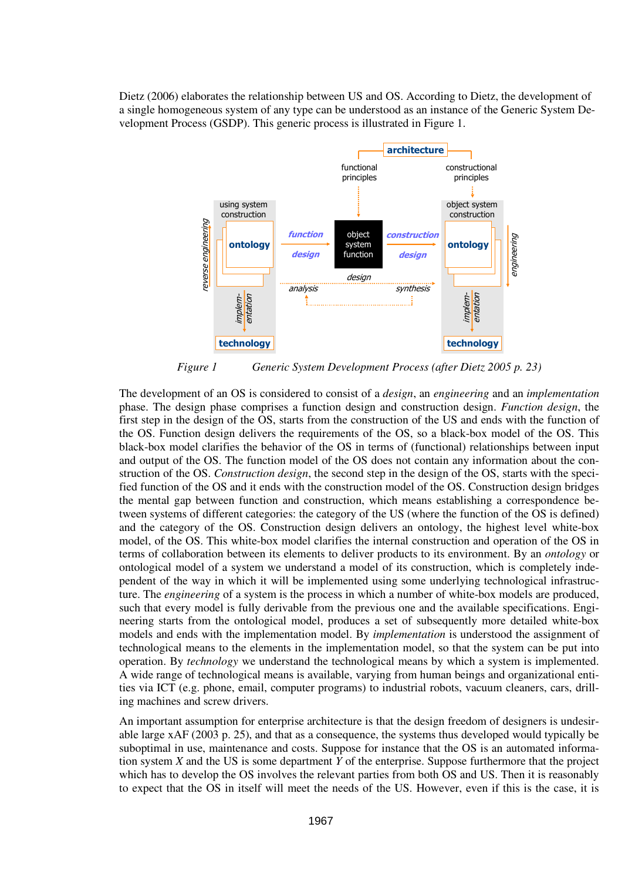Dietz (2006) elaborates the relationship between US and OS. According to Dietz, the development of a single homogeneous system of any type can be understood as an instance of the Generic System Development Process (GSDP). This generic process is illustrated in Figure 1.

*Figure 1* *Generic System Development Process (after Dietz 2005 p. 23)*

The development of an OS is considered to consist of a *design*, an *engineering* and an *implementation* phase. The design phase comprises a function design and construction design. *Function design*, the first step in the design of the OS, starts from the construction of the US and ends with the function of the OS. Function design delivers the requirements of the OS, so a black-box model of the OS. This black-box model clarifies the behavior of the OS in terms of (functional) relationships between input and output of the OS. The function model of the OS does not contain any information about the construction of the OS. *Construction design*, the second step in the design of the OS, starts with the specified function of the OS and it ends with the construction model of the OS. Construction design bridges the mental gap between function and construction, which means establishing a correspondence between systems of different categories: the category of the US (where the function of the OS is defined) and the category of the OS. Construction design delivers an ontology, the highest level white-box model, of the OS. This white-box model clarifies the internal construction and operation of the OS in terms of collaboration between its elements to deliver products to its environment. By an *ontology* or ontological model of a system we understand a model of its construction, which is completely independent of the way in which it will be implemented using some underlying technological infrastructure. The *engineering* of a system is the process in which a number of white-box models are produced, such that every model is fully derivable from the previous one and the available specifications. Engineering starts from the ontological model, produces a set of subsequently more detailed white-box models and ends with the implementation model. By *implementation* is understood the assignment of technological means to the elements in the implementation model, so that the system can be put into operation. By *technology* we understand the technological means by which a system is implemented. A wide range of technological means is available, varying from human beings and organizational entities via ICT (e.g. phone, email, computer programs) to industrial robots, vacuum cleaners, cars, drilling machines and screw drivers.

An important assumption for enterprise architecture is that the design freedom of designers is undesirable large xAF (2003 p. 25), and that as a consequence, the systems thus developed would typically be suboptimal in use, maintenance and costs. Suppose for instance that the OS is an automated information system *X* and the US is some department *Y* of the enterprise. Suppose furthermore that the project which has to develop the OS involves the relevant parties from both OS and US. Then it is reasonably to expect that the OS in itself will meet the needs of the US. However, even if this is the case, it is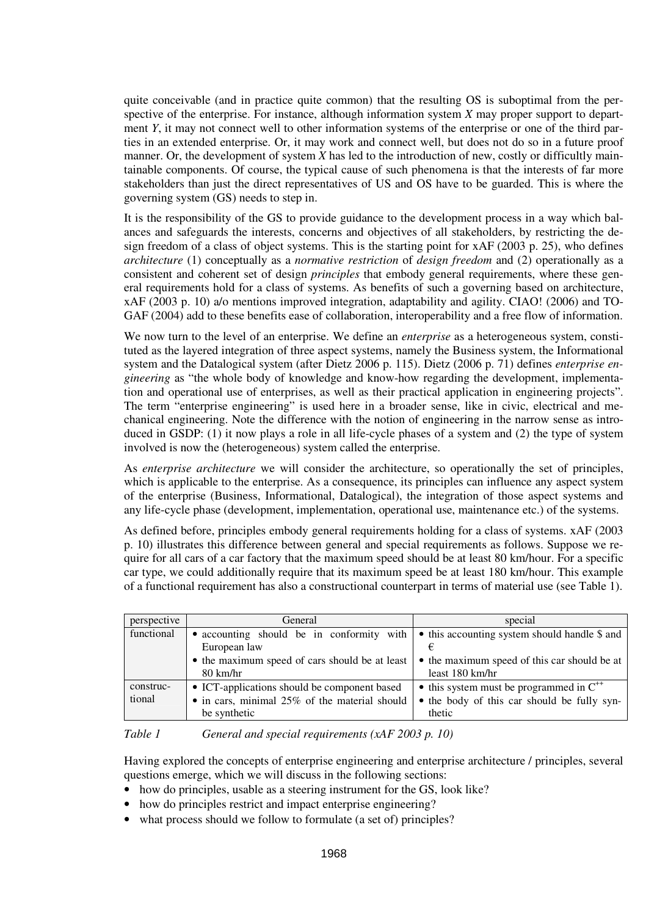quite conceivable (and in practice quite common) that the resulting OS is suboptimal from the perspective of the enterprise. For instance, although information system *X* may proper support to department *Y*, it may not connect well to other information systems of the enterprise or one of the third parties in an extended enterprise. Or, it may work and connect well, but does not do so in a future proof manner. Or, the development of system *X* has led to the introduction of new, costly or difficultly maintainable components. Of course, the typical cause of such phenomena is that the interests of far more stakeholders than just the direct representatives of US and OS have to be guarded. This is where the governing system (GS) needs to step in.

It is the responsibility of the GS to provide guidance to the development process in a way which balances and safeguards the interests, concerns and objectives of all stakeholders, by restricting the design freedom of a class of object systems. This is the starting point for xAF (2003 p. 25), who defines *architecture* (1) conceptually as a *normative restriction* of *design freedom* and (2) operationally as a consistent and coherent set of design *principles* that embody general requirements, where these general requirements hold for a class of systems. As benefits of such a governing based on architecture, xAF (2003 p. 10) a/o mentions improved integration, adaptability and agility. CIAO! (2006) and TOGAF (2004) add to these benefits ease of collaboration, interoperability and a free flow of information.

We now turn to the level of an enterprise. We define an *enterprise* as a heterogeneous system, constituted as the layered integration of three aspect systems, namely the Business system, the Informational system and the Datalogical system (after Dietz 2006 p. 115). Dietz (2006 p. 71) defines *enterprise engineering* as "the whole body of knowledge and know-how regarding the development, implementation and operational use of enterprises, as well as their practical application in engineering projects". The term "enterprise engineering" is used here in a broader sense, like in civic, electrical and mechanical engineering. Note the difference with the notion of engineering in the narrow sense as introduced in GSDP: (1) it now plays a role in all life-cycle phases of a system and (2) the type of system involved is now the (heterogeneous) system called the enterprise.

As *enterprise architecture* we will consider the architecture, so operationally the set of principles, which is applicable to the enterprise. As a consequence, its principles can influence any aspect system of the enterprise (Business, Informational, Datalogical), the integration of those aspect systems and any life-cycle phase (development, implementation, operational use, maintenance etc.) of the systems.

As defined before, principles embody general requirements holding for a class of systems. xAF (2003 p. 10) illustrates this difference between general and special requirements as follows. Suppose we require for all cars of a car factory that the maximum speed should be at least 80 km/hour. For a specific car type, we could additionally require that its maximum speed be at least 180 km/hour. This example of a functional requirement has also a constructional counterpart in terms of material use (see Table 1).

| perspective | General | special |
|---|---|---|
| functional | • accounting should be in conformity with European law<br>• the maximum speed of cars should be at least 80 km/hr | • this accounting system should handle $ and €<br>• the maximum speed of this car should be at least 180 km/hr |
| constructional | • ICT-applications should be component based<br>• in cars, minimal 25% of the material should be synthetic | • this system must be programmed in C++<br>• the body of this car should be fully synthetic |

*Table 1 General and special requirements (xAF 2003 p. 10)*

Having explored the concepts of enterprise engineering and enterprise architecture / principles, several questions emerge, which we will discuss in the following sections:

- how do principles, usable as a steering instrument for the GS, look like?
- how do principles restrict and impact enterprise engineering?
- what process should we follow to formulate (a set of) principles?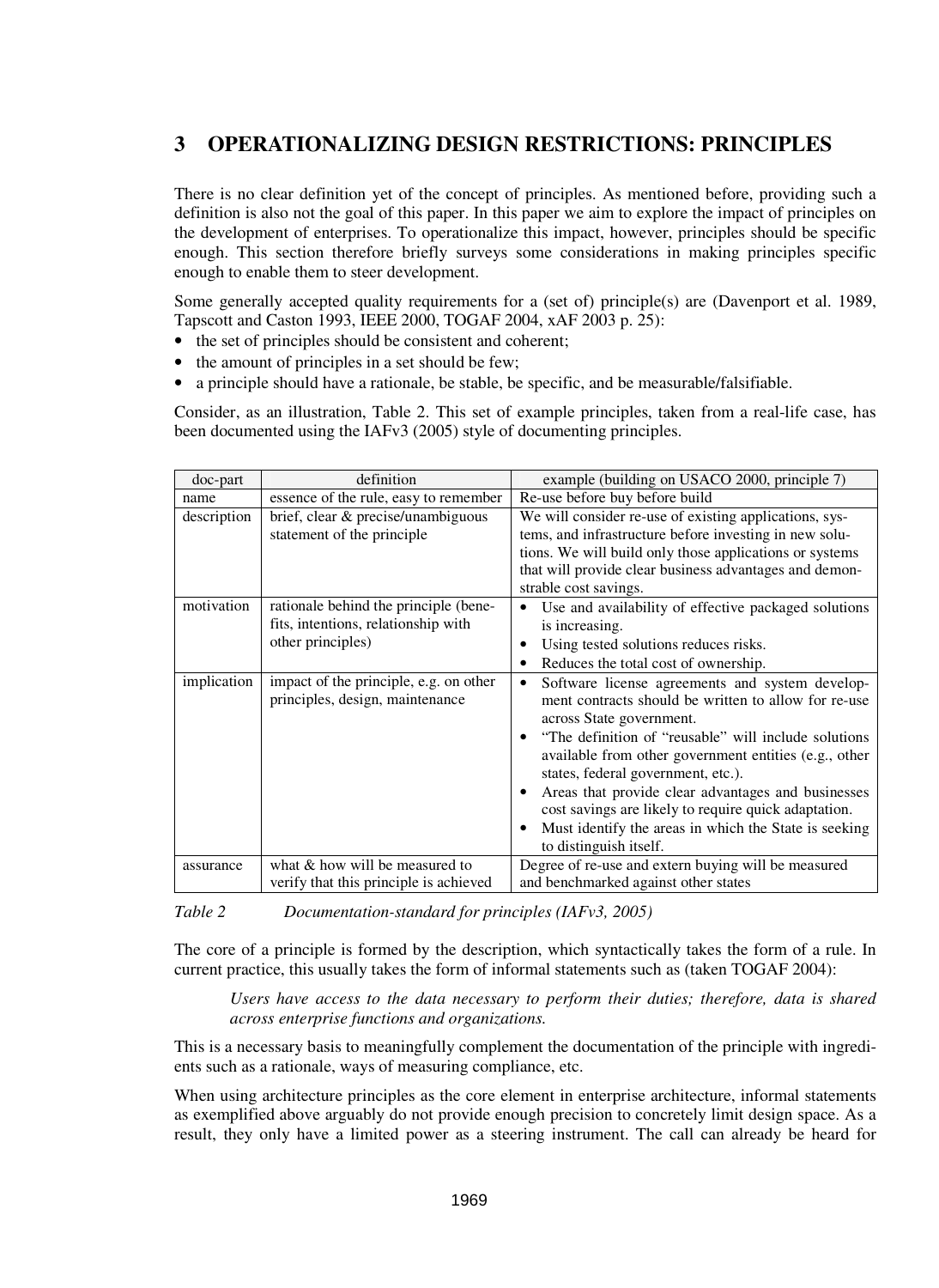## 3 OPERATIONALIZING DESIGN RESTRICTIONS: PRINCIPLES

There is no clear definition yet of the concept of principles. As mentioned before, providing such a definition is also not the goal of this paper. In this paper we aim to explore the impact of principles on the development of enterprises. To operationalize this impact, however, principles should be specific enough. This section therefore briefly surveys some considerations in making principles specific enough to enable them to steer development.

Some generally accepted quality requirements for a (set of) principle(s) are (Davenport et al. 1989, Tapscott and Caston 1993, IEEE 2000, TOGAF 2004, xAF 2003 p. 25):

- the set of principles should be consistent and coherent;
- the amount of principles in a set should be few;
- a principle should have a rationale, be stable, be specific, and be measurable/falsifiable.

Consider, as an illustration, Table 2. This set of example principles, taken from a real-life case, has been documented using the IAFv3 (2005) style of documenting principles.

| doc-part | definition | example (building on USACO 2000, principle 7) |
|---|---|---|
| name | essence of the rule, easy to remember | Re-use before buy before build |
| description | brief, clear & precise/unambiguous statement of the principle | We will consider re-use of existing applications, systems, and infrastructure before investing in new solutions. We will build only those applications or systems that will provide clear business advantages and demonstrable cost savings. |
| motivation | rationale behind the principle (benefits, intentions, relationship with other principles) | • Use and availability of effective packaged solutions is increasing.<br>• Using tested solutions reduces risks.<br>• Reduces the total cost of ownership. |
| implication | impact of the principle, e.g. on other principles, design, maintenance | • Software license agreements and system development contracts should be written to allow for re-use across State government.<br>• "The definition of "reusable" will include solutions available from other government entities (e.g., other states, federal government, etc.).<br>• Areas that provide clear advantages and businesses cost savings are likely to require quick adaptation.<br>• Must identify the areas in which the State is seeking to distinguish itself. |
| assurance | what & how will be measured to verify that this principle is achieved | Degree of re-use and extern buying will be measured and benchmarked against other states |

*Table 2 Documentation-standard for principles (IAFv3, 2005)*

The core of a principle is formed by the description, which syntactically takes the form of a rule. In current practice, this usually takes the form of informal statements such as (taken TOGAF 2004):

> *Users have access to the data necessary to perform their duties; therefore, data is shared across enterprise functions and organizations.*

This is a necessary basis to meaningfully complement the documentation of the principle with ingredients such as a rationale, ways of measuring compliance, etc.

When using architecture principles as the core element in enterprise architecture, informal statements as exemplified above arguably do not provide enough precision to concretely limit design space. As a result, they only have a limited power as a steering instrument. The call can already be heard for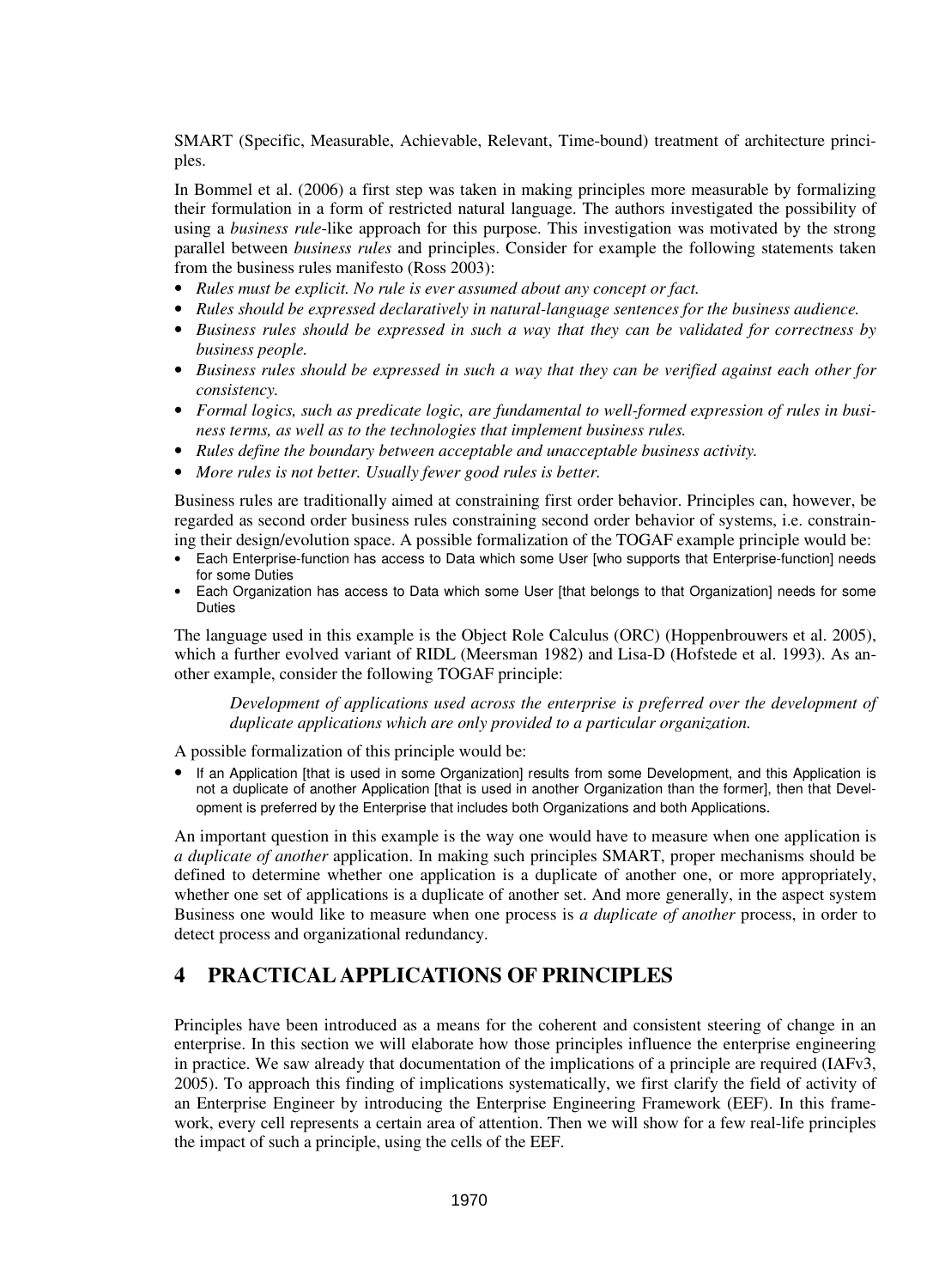SMART (Specific, Measurable, Achievable, Relevant, Time-bound) treatment of architecture principles.

In Bommel et al. (2006) a first step was taken in making principles more measurable by formalizing their formulation in a form of restricted natural language. The authors investigated the possibility of using a *business rule*-like approach for this purpose. This investigation was motivated by the strong parallel between *business rules* and principles. Consider for example the following statements taken from the business rules manifesto (Ross 2003):

- *Rules must be explicit. No rule is ever assumed about any concept or fact.*
- *Rules should be expressed declaratively in natural-language sentences for the business audience.*
- *Business rules should be expressed in such a way that they can be validated for correctness by business people.*
- *Business rules should be expressed in such a way that they can be verified against each other for consistency.*
- *Formal logics, such as predicate logic, are fundamental to well-formed expression of rules in business terms, as well as to the technologies that implement business rules.*
- *Rules define the boundary between acceptable and unacceptable business activity.*
- *More rules is not better. Usually fewer good rules is better.*

Business rules are traditionally aimed at constraining first order behavior. Principles can, however, be regarded as second order business rules constraining second order behavior of systems, i.e. constraining their design/evolution space. A possible formalization of the TOGAF example principle would be:

- Each Enterprise-function has access to Data which some User [who supports that Enterprise-function] needs for some Duties
- Each Organization has access to Data which some User [that belongs to that Organization] needs for some Duties

The language used in this example is the Object Role Calculus (ORC) (Hoppenbrouwers et al. 2005), which a further evolved variant of RIDL (Meersman 1982) and Lisa-D (Hofstede et al. 1993). As another example, consider the following TOGAF principle:

> *Development of applications used across the enterprise is preferred over the development of duplicate applications which are only provided to a particular organization.*

A possible formalization of this principle would be:

- If an Application [that is used in some Organization] results from some Development, and this Application is not a duplicate of another Application [that is used in another Organization than the former], then that Development is preferred by the Enterprise that includes both Organizations and both Applications.

An important question in this example is the way one would have to measure when one application is *a duplicate of another* application. In making such principles SMART, proper mechanisms should be defined to determine whether one application is a duplicate of another one, or more appropriately, whether one set of applications is a duplicate of another set. And more generally, in the aspect system Business one would like to measure when one process is *a duplicate of another* process, in order to detect process and organizational redundancy.

# 4 PRACTICAL APPLICATIONS OF PRINCIPLES

Principles have been introduced as a means for the coherent and consistent steering of change in an enterprise. In this section we will elaborate how those principles influence the enterprise engineering in practice. We saw already that documentation of the implications of a principle are required (IAFv3, 2005). To approach this finding of implications systematically, we first clarify the field of activity of an Enterprise Engineer by introducing the Enterprise Engineering Framework (EEF). In this framework, every cell represents a certain area of attention. Then we will show for a few real-life principles the impact of such a principle, using the cells of the EEF.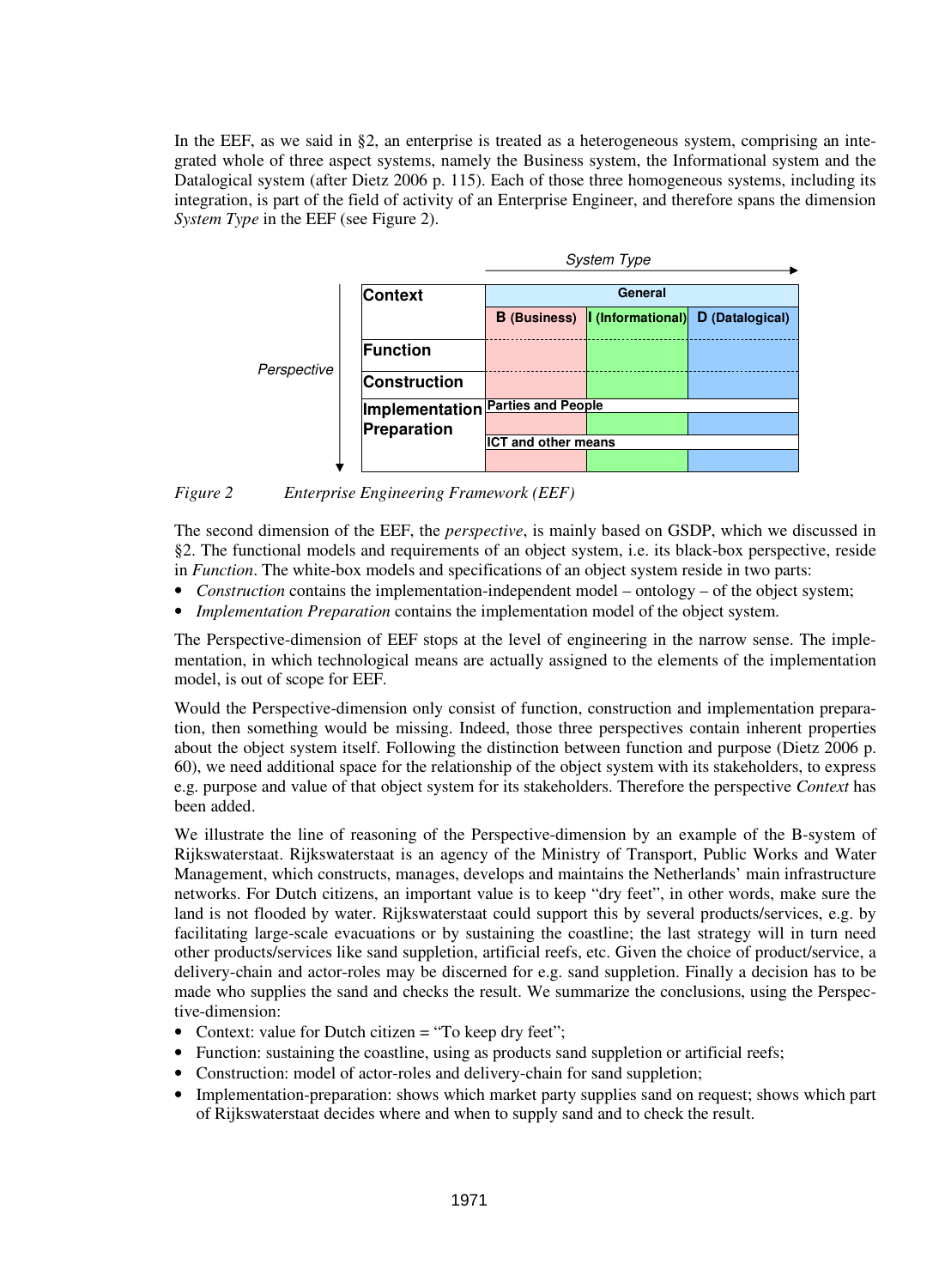In the EEF, as we said in §2, an enterprise is treated as a heterogeneous system, comprising an integrated whole of three aspect systems, namely the Business system, the Informational system and the Datalogical system (after Dietz 2006 p. 115). Each of those three homogeneous systems, including its integration, is part of the field of activity of an Enterprise Engineer, and therefore spans the dimension *System Type* in the EEF (see Figure 2).

| Perspective ↓ / System Type → | B (Business) | I (Informational) | D (Datalogical) |
|---|---|---|---|
| **Context** | General | | |
| **Function** | | | |
| **Construction** | | | |
| **Implementation Preparation** | Parties and People | | |
| | ICT and other means | | |

*Figure 2 Enterprise Engineering Framework (EEF)*

The second dimension of the EEF, the *perspective*, is mainly based on GSDP, which we discussed in §2. The functional models and requirements of an object system, i.e. its black-box perspective, reside in *Function*. The white-box models and specifications of an object system reside in two parts:

- *Construction* contains the implementation-independent model – ontology – of the object system;
- *Implementation Preparation* contains the implementation model of the object system.

The Perspective-dimension of EEF stops at the level of engineering in the narrow sense. The implementation, in which technological means are actually assigned to the elements of the implementation model, is out of scope for EEF.

Would the Perspective-dimension only consist of function, construction and implementation preparation, then something would be missing. Indeed, those three perspectives contain inherent properties about the object system itself. Following the distinction between function and purpose (Dietz 2006 p. 60), we need additional space for the relationship of the object system with its stakeholders, to express e.g. purpose and value of that object system for its stakeholders. Therefore the perspective *Context* has been added.

We illustrate the line of reasoning of the Perspective-dimension by an example of the B-system of Rijkswaterstaat. Rijkswaterstaat is an agency of the Ministry of Transport, Public Works and Water Management, which constructs, manages, develops and maintains the Netherlands' main infrastructure networks. For Dutch citizens, an important value is to keep "dry feet", in other words, make sure the land is not flooded by water. Rijkswaterstaat could support this by several products/services, e.g. by facilitating large-scale evacuations or by sustaining the coastline; the last strategy will in turn need other products/services like sand suppletion, artificial reefs, etc. Given the choice of product/service, a delivery-chain and actor-roles may be discerned for e.g. sand suppletion. Finally a decision has to be made who supplies the sand and checks the result. We summarize the conclusions, using the Perspective-dimension:

- Context: value for Dutch citizen = "To keep dry feet";
- Function: sustaining the coastline, using as products sand suppletion or artificial reefs;
- Construction: model of actor-roles and delivery-chain for sand suppletion;
- Implementation-preparation: shows which market party supplies sand on request; shows which part of Rijkswaterstaat decides where and when to supply sand and to check the result.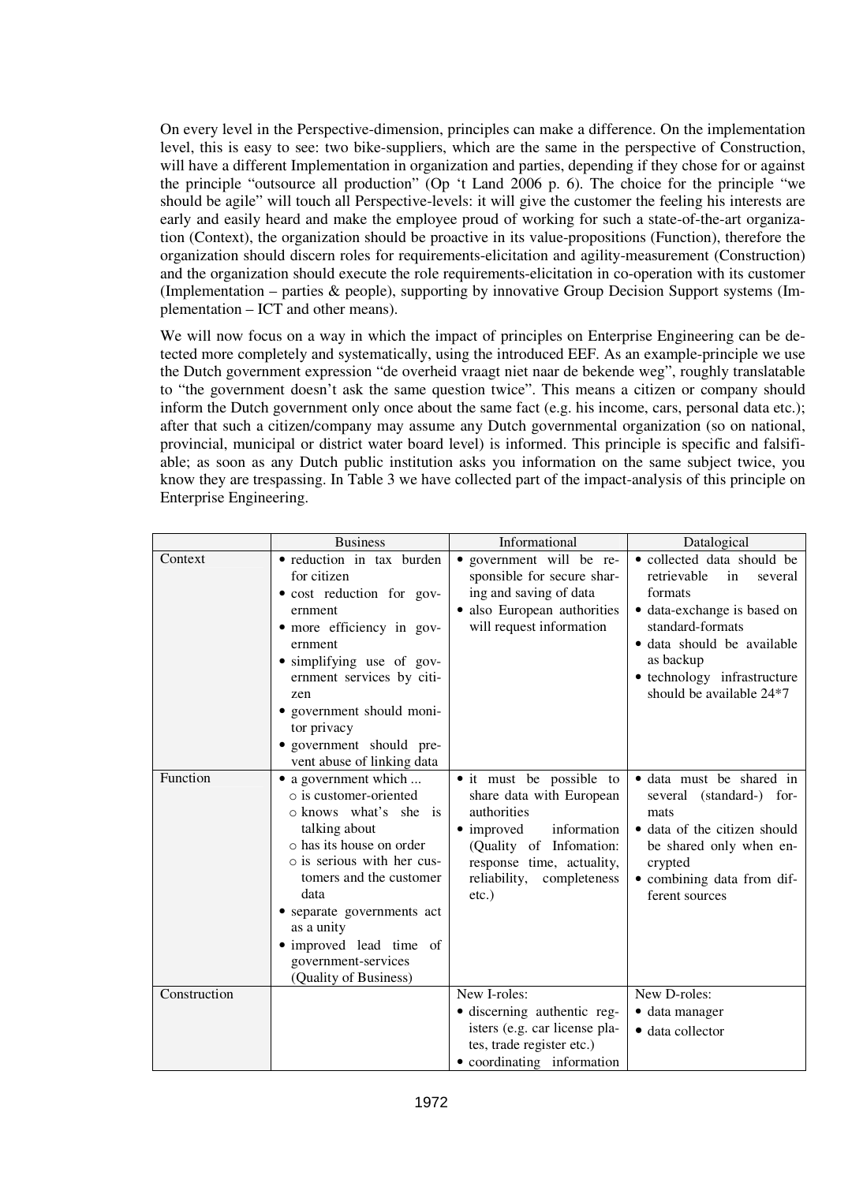On every level in the Perspective-dimension, principles can make a difference. On the implementation level, this is easy to see: two bike-suppliers, which are the same in the perspective of Construction, will have a different Implementation in organization and parties, depending if they chose for or against the principle "outsource all production" (Op 't Land 2006 p. 6). The choice for the principle "we should be agile" will touch all Perspective-levels: it will give the customer the feeling his interests are early and easily heard and make the employee proud of working for such a state-of-the-art organization (Context), the organization should be proactive in its value-propositions (Function), therefore the organization should discern roles for requirements-elicitation and agility-measurement (Construction) and the organization should execute the role requirements-elicitation in co-operation with its customer (Implementation – parties & people), supporting by innovative Group Decision Support systems (Implementation – ICT and other means).

We will now focus on a way in which the impact of principles on Enterprise Engineering can be detected more completely and systematically, using the introduced EEF. As an example-principle we use the Dutch government expression "de overheid vraagt niet naar de bekende weg", roughly translatable to "the government doesn't ask the same question twice". This means a citizen or company should inform the Dutch government only once about the same fact (e.g. his income, cars, personal data etc.); after that such a citizen/company may assume any Dutch governmental organization (so on national, provincial, municipal or district water board level) is informed. This principle is specific and falsifiable; as soon as any Dutch public institution asks you information on the same subject twice, you know they are trespassing. In Table 3 we have collected part of the impact-analysis of this principle on Enterprise Engineering.

| | Business | Informational | Datalogical |
|---|---|---|---|
| Context | • reduction in tax burden for citizen<br>• cost reduction for government<br>• more efficiency in government<br>• simplifying use of government services by citizen<br>• government should monitor privacy<br>• government should prevent abuse of linking data | • government will be responsible for secure sharing and saving of data<br>• also European authorities will request information | • collected data should be retrievable in several formats<br>• data-exchange is based on standard-formats<br>• data should be available as backup<br>• technology infrastructure should be available 24*7 |
| Function | • a government which ...<br>○ is customer-oriented<br>○ knows what's she is talking about<br>○ has its house on order<br>○ is serious with her customers and the customer data<br>• separate governments act as a unity<br>• improved lead time of government-services (Quality of Business) | • it must be possible to share data with European authorities<br>• improved information (Quality of Infomation: response time, actuality, reliability, completeness etc.) | • data must be shared in several (standard-) formats<br>• data of the citizen should be shared only when encrypted<br>• combining data from different sources |
| Construction | | New I-roles:<br>• discerning authentic registers (e.g. car license plates, trade register etc.)<br>• coordinating information | New D-roles:<br>• data manager<br>• data collector |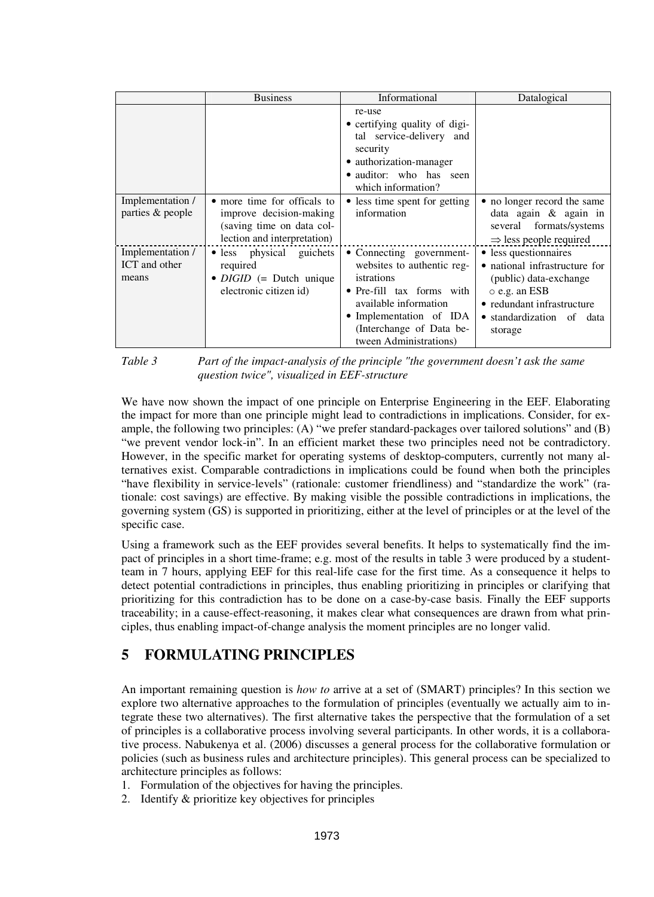| | Business | Informational | Datalogical |
|---|---|---|---|
| | | re-use<br>• certifying quality of digital service-delivery and security<br>• authorization-manager<br>• auditor: who has seen which information? | |
| Implementation / parties & people | • more time for officals to improve decision-making (saving time on data collection and interpretation) | • less time spent for getting information | • no longer record the same data again & again in several formats/systems ⇒ less people required |
| Implementation / ICT and other means | • less physical guichets required<br>• *DIGID* (= Dutch unique electronic citizen id) | • Connecting government-websites to authentic registrations<br>• Pre-fill tax forms with available information<br>• Implementation of IDA (Interchange of Data between Administrations) | • less questionnaires<br>• national infrastructure for (public) data-exchange<br>○ e.g. an ESB<br>• redundant infrastructure<br>• standardization of data storage |

*Table 3 Part of the impact-analysis of the principle "the government doesn't ask the same question twice", visualized in EEF-structure*

We have now shown the impact of one principle on Enterprise Engineering in the EEF. Elaborating the impact for more than one principle might lead to contradictions in implications. Consider, for example, the following two principles: (A) "we prefer standard-packages over tailored solutions" and (B) "we prevent vendor lock-in". In an efficient market these two principles need not be contradictory. However, in the specific market for operating systems of desktop-computers, currently not many alternatives exist. Comparable contradictions in implications could be found when both the principles "have flexibility in service-levels" (rationale: customer friendliness) and "standardize the work" (rationale: cost savings) are effective. By making visible the possible contradictions in implications, the governing system (GS) is supported in prioritizing, either at the level of principles or at the level of the specific case.

Using a framework such as the EEF provides several benefits. It helps to systematically find the impact of principles in a short time-frame; e.g. most of the results in table 3 were produced by a student-team in 7 hours, applying EEF for this real-life case for the first time. As a consequence it helps to detect potential contradictions in principles, thus enabling prioritizing in principles or clarifying that prioritizing for this contradiction has to be done on a case-by-case basis. Finally the EEF supports traceability; in a cause-effect-reasoning, it makes clear what consequences are drawn from what principles, thus enabling impact-of-change analysis the moment principles are no longer valid.

# 5 FORMULATING PRINCIPLES

An important remaining question is *how to* arrive at a set of (SMART) principles? In this section we explore two alternative approaches to the formulation of principles (eventually we actually aim to integrate these two alternatives). The first alternative takes the perspective that the formulation of a set of principles is a collaborative process involving several participants. In other words, it is a collaborative process. Nabukenya et al. (2006) discusses a general process for the collaborative formulation or policies (such as business rules and architecture principles). This general process can be specialized to architecture principles as follows:

1. Formulation of the objectives for having the principles.
2. Identify & prioritize key objectives for principles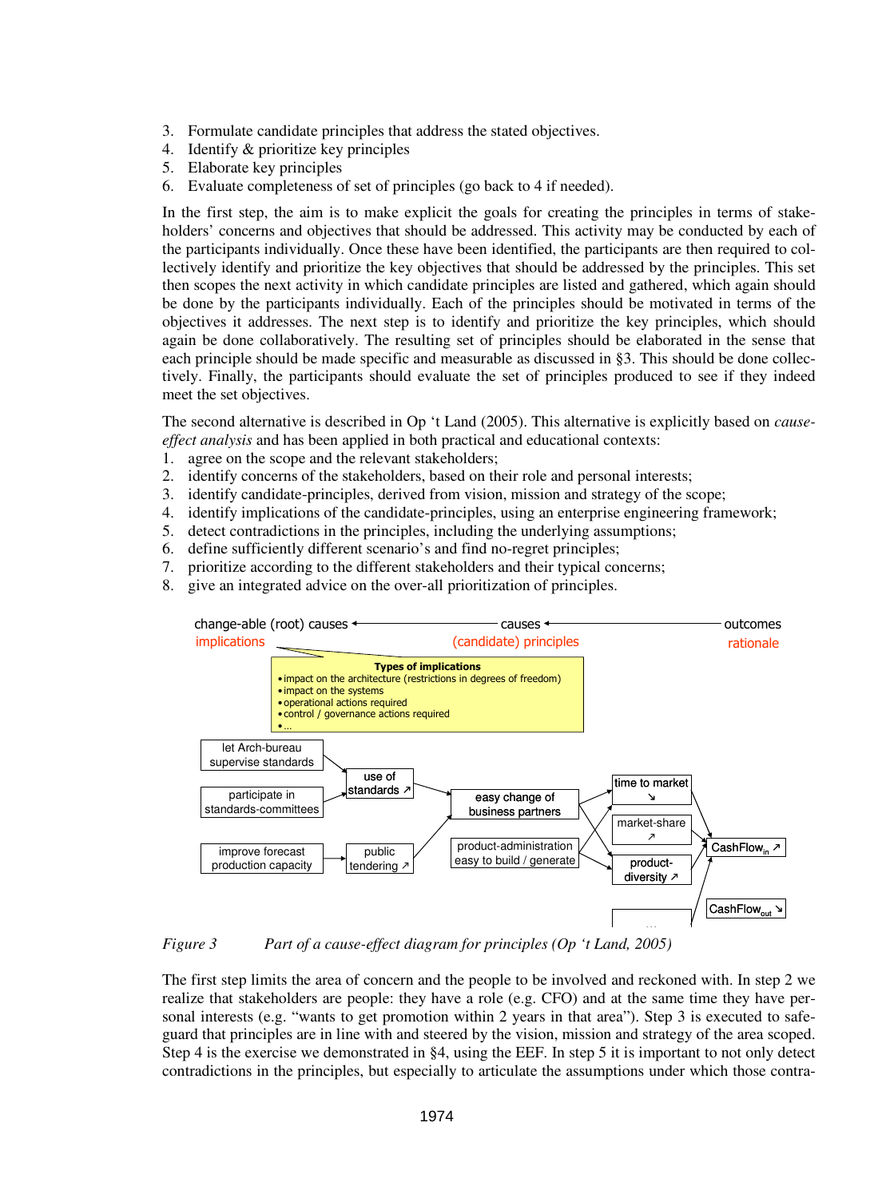3. Formulate candidate principles that address the stated objectives.
4. Identify & prioritize key principles
5. Elaborate key principles
6. Evaluate completeness of set of principles (go back to 4 if needed).

In the first step, the aim is to make explicit the goals for creating the principles in terms of stakeholders' concerns and objectives that should be addressed. This activity may be conducted by each of the participants individually. Once these have been identified, the participants are then required to collectively identify and prioritize the key objectives that should be addressed by the principles. This set then scopes the next activity in which candidate principles are listed and gathered, which again should be done by the participants individually. Each of the principles should be motivated in terms of the objectives it addresses. The next step is to identify and prioritize the key principles, which should again be done collaboratively. The resulting set of principles should be elaborated in the sense that each principle should be made specific and measurable as discussed in §3. This should be done collectively. Finally, the participants should evaluate the set of principles produced to see if they indeed meet the set objectives.

The second alternative is described in Op 't Land (2005). This alternative is explicitly based on *cause-effect analysis* and has been applied in both practical and educational contexts:

1. agree on the scope and the relevant stakeholders;
2. identify concerns of the stakeholders, based on their role and personal interests;
3. identify candidate-principles, derived from vision, mission and strategy of the scope;
4. identify implications of the candidate-principles, using an enterprise engineering framework;
5. detect contradictions in the principles, including the underlying assumptions;
6. define sufficiently different scenario's and find no-regret principles;
7. prioritize according to the different stakeholders and their typical concerns;
8. give an integrated advice on the over-all prioritization of principles.

*Figure 3 Part of a cause-effect diagram for principles (Op 't Land, 2005)*

The first step limits the area of concern and the people to be involved and reckoned with. In step 2 we realize that stakeholders are people: they have a role (e.g. CFO) and at the same time they have personal interests (e.g. "wants to get promotion within 2 years in that area"). Step 3 is executed to safeguard that principles are in line with and steered by the vision, mission and strategy of the area scoped. Step 4 is the exercise we demonstrated in §4, using the EEF. In step 5 it is important to not only detect contradictions in the principles, but especially to articulate the assumptions under which those contra-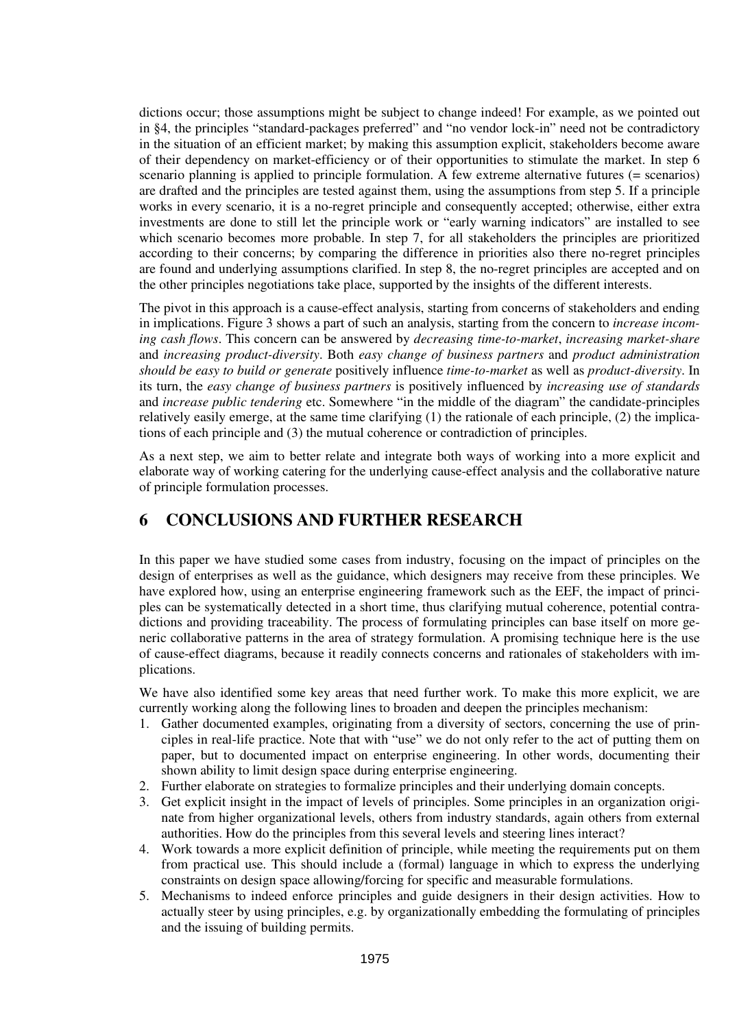dictions occur; those assumptions might be subject to change indeed! For example, as we pointed out in §4, the principles "standard-packages preferred" and "no vendor lock-in" need not be contradictory in the situation of an efficient market; by making this assumption explicit, stakeholders become aware of their dependency on market-efficiency or of their opportunities to stimulate the market. In step 6 scenario planning is applied to principle formulation. A few extreme alternative futures (= scenarios) are drafted and the principles are tested against them, using the assumptions from step 5. If a principle works in every scenario, it is a no-regret principle and consequently accepted; otherwise, either extra investments are done to still let the principle work or "early warning indicators" are installed to see which scenario becomes more probable. In step 7, for all stakeholders the principles are prioritized according to their concerns; by comparing the difference in priorities also there no-regret principles are found and underlying assumptions clarified. In step 8, the no-regret principles are accepted and on the other principles negotiations take place, supported by the insights of the different interests.

The pivot in this approach is a cause-effect analysis, starting from concerns of stakeholders and ending in implications. Figure 3 shows a part of such an analysis, starting from the concern to *increase incoming cash flows*. This concern can be answered by *decreasing time-to-market*, *increasing market-share* and *increasing product-diversity*. Both *easy change of business partners* and *product administration should be easy to build or generate* positively influence *time-to-market* as well as *product-diversity*. In its turn, the *easy change of business partners* is positively influenced by *increasing use of standards* and *increase public tendering* etc. Somewhere "in the middle of the diagram" the candidate-principles relatively easily emerge, at the same time clarifying (1) the rationale of each principle, (2) the implications of each principle and (3) the mutual coherence or contradiction of principles.

As a next step, we aim to better relate and integrate both ways of working into a more explicit and elaborate way of working catering for the underlying cause-effect analysis and the collaborative nature of principle formulation processes.

## 6 CONCLUSIONS AND FURTHER RESEARCH

In this paper we have studied some cases from industry, focusing on the impact of principles on the design of enterprises as well as the guidance, which designers may receive from these principles. We have explored how, using an enterprise engineering framework such as the EEF, the impact of principles can be systematically detected in a short time, thus clarifying mutual coherence, potential contradictions and providing traceability. The process of formulating principles can base itself on more generic collaborative patterns in the area of strategy formulation. A promising technique here is the use of cause-effect diagrams, because it readily connects concerns and rationales of stakeholders with implications.

We have also identified some key areas that need further work. To make this more explicit, we are currently working along the following lines to broaden and deepen the principles mechanism:

1. Gather documented examples, originating from a diversity of sectors, concerning the use of principles in real-life practice. Note that with "use" we do not only refer to the act of putting them on paper, but to documented impact on enterprise engineering. In other words, documenting their shown ability to limit design space during enterprise engineering.
2. Further elaborate on strategies to formalize principles and their underlying domain concepts.
3. Get explicit insight in the impact of levels of principles. Some principles in an organization originate from higher organizational levels, others from industry standards, again others from external authorities. How do the principles from this several levels and steering lines interact?
4. Work towards a more explicit definition of principle, while meeting the requirements put on them from practical use. This should include a (formal) language in which to express the underlying constraints on design space allowing/forcing for specific and measurable formulations.
5. Mechanisms to indeed enforce principles and guide designers in their design activities. How to actually steer by using principles, e.g. by organizationally embedding the formulating of principles and the issuing of building permits.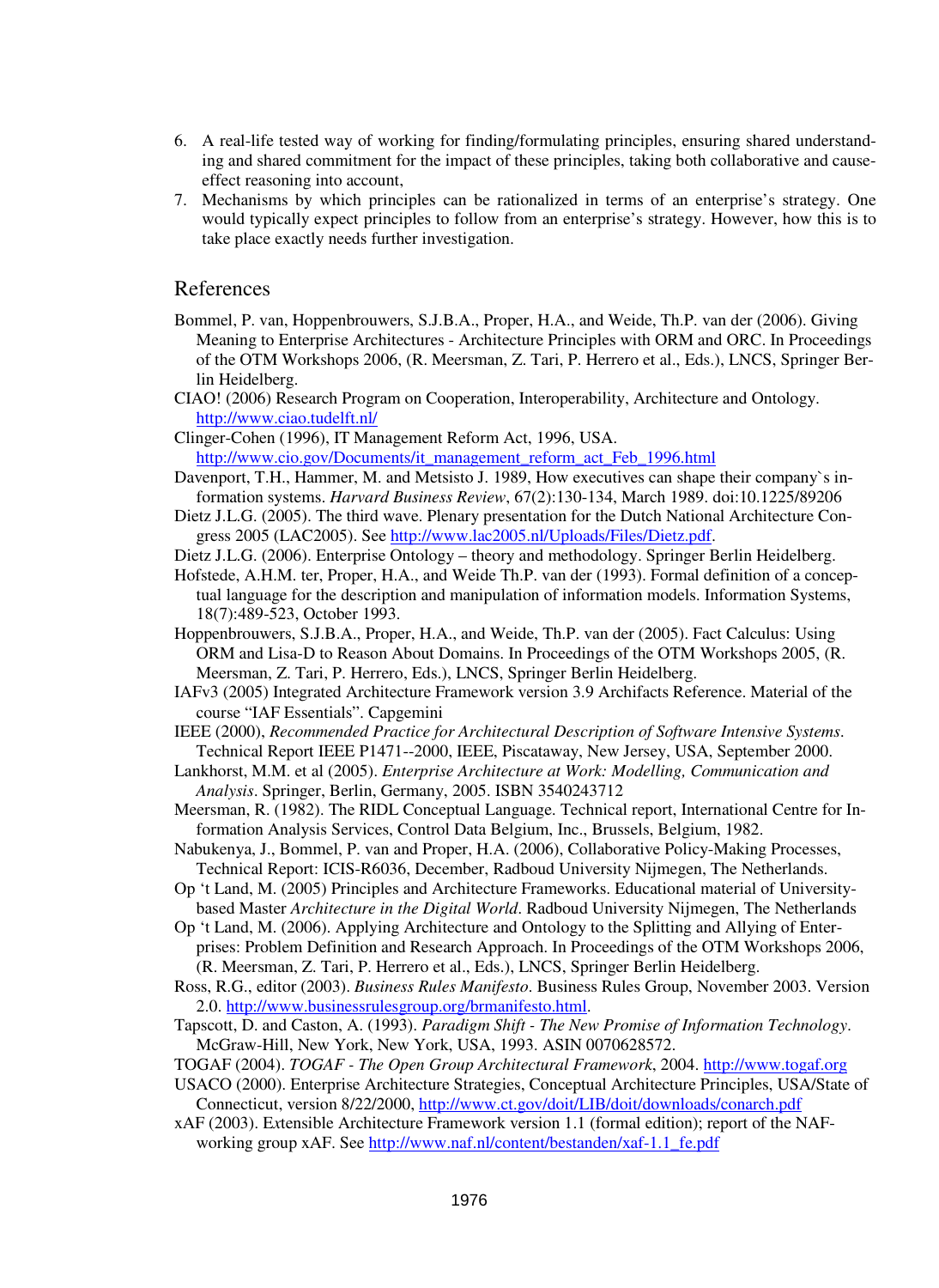6. A real-life tested way of working for finding/formulating principles, ensuring shared understanding and shared commitment for the impact of these principles, taking both collaborative and cause-effect reasoning into account,
7. Mechanisms by which principles can be rationalized in terms of an enterprise's strategy. One would typically expect principles to follow from an enterprise's strategy. However, how this is to take place exactly needs further investigation.

## References

Bommel, P. van, Hoppenbrouwers, S.J.B.A., Proper, H.A., and Weide, Th.P. van der (2006). Giving Meaning to Enterprise Architectures - Architecture Principles with ORM and ORC. In Proceedings of the OTM Workshops 2006, (R. Meersman, Z. Tari, P. Herrero et al., Eds.), LNCS, Springer Berlin Heidelberg.

CIAO! (2006) Research Program on Cooperation, Interoperability, Architecture and Ontology. http://www.ciao.tudelft.nl/

Clinger-Cohen (1996), IT Management Reform Act, 1996, USA. http://www.cio.gov/Documents/it_management_reform_act_Feb_1996.html

Davenport, T.H., Hammer, M. and Metsisto J. 1989, How executives can shape their company`s information systems. *Harvard Business Review*, 67(2):130-134, March 1989. doi:10.1225/89206

Dietz J.L.G. (2005). The third wave. Plenary presentation for the Dutch National Architecture Congress 2005 (LAC2005). See http://www.lac2005.nl/Uploads/Files/Dietz.pdf.

Dietz J.L.G. (2006). Enterprise Ontology – theory and methodology. Springer Berlin Heidelberg.

Hofstede, A.H.M. ter, Proper, H.A., and Weide Th.P. van der (1993). Formal definition of a conceptual language for the description and manipulation of information models. Information Systems, 18(7):489-523, October 1993.

Hoppenbrouwers, S.J.B.A., Proper, H.A., and Weide, Th.P. van der (2005). Fact Calculus: Using ORM and Lisa-D to Reason About Domains. In Proceedings of the OTM Workshops 2005, (R. Meersman, Z. Tari, P. Herrero, Eds.), LNCS, Springer Berlin Heidelberg.

IAFv3 (2005) Integrated Architecture Framework version 3.9 Archifacts Reference. Material of the course "IAF Essentials". Capgemini

IEEE (2000), *Recommended Practice for Architectural Description of Software Intensive Systems*. Technical Report IEEE P1471--2000, IEEE, Piscataway, New Jersey, USA, September 2000.

Lankhorst, M.M. et al (2005). *Enterprise Architecture at Work: Modelling, Communication and Analysis*. Springer, Berlin, Germany, 2005. ISBN 3540243712

Meersman, R. (1982). The RIDL Conceptual Language. Technical report, International Centre for Information Analysis Services, Control Data Belgium, Inc., Brussels, Belgium, 1982.

Nabukenya, J., Bommel, P. van and Proper, H.A. (2006), Collaborative Policy-Making Processes, Technical Report: ICIS-R6036, December, Radboud University Nijmegen, The Netherlands.

Op 't Land, M. (2005) Principles and Architecture Frameworks. Educational material of University-based Master *Architecture in the Digital World*. Radboud University Nijmegen, The Netherlands

Op 't Land, M. (2006). Applying Architecture and Ontology to the Splitting and Allying of Enterprises: Problem Definition and Research Approach. In Proceedings of the OTM Workshops 2006, (R. Meersman, Z. Tari, P. Herrero et al., Eds.), LNCS, Springer Berlin Heidelberg.

Ross, R.G., editor (2003). *Business Rules Manifesto*. Business Rules Group, November 2003. Version 2.0. http://www.businessrulesgroup.org/brmanifesto.html.

Tapscott, D. and Caston, A. (1993). *Paradigm Shift - The New Promise of Information Technology*. McGraw-Hill, New York, New York, USA, 1993. ASIN 0070628572.

TOGAF (2004). *TOGAF - The Open Group Architectural Framework*, 2004. http://www.togaf.org

USACO (2000). Enterprise Architecture Strategies, Conceptual Architecture Principles, USA/State of Connecticut, version 8/22/2000, http://www.ct.gov/doit/LIB/doit/downloads/conarch.pdf

xAF (2003). Extensible Architecture Framework version 1.1 (formal edition); report of the NAF-working group xAF. See http://www.naf.nl/content/bestanden/xaf-1.1_fe.pdf